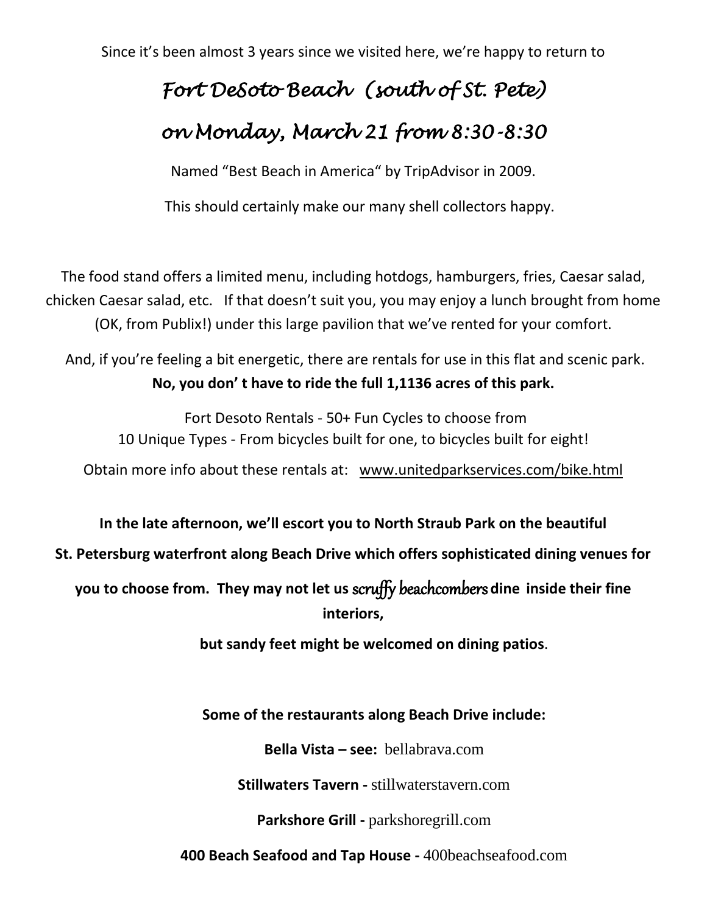Since it's been almost 3 years since we visited here, we're happy to return to

# *Fort DeSoto Beach (south of St. Pete)*

# *on Monday, March 21 from 8:30-8:30*

Named "Best Beach in America" by TripAdvisor in 2009.

This should certainly make our many shell collectors happy.

The food stand offers a limited menu, including hotdogs, hamburgers, fries, Caesar salad, chicken Caesar salad, etc. If that doesn't suit you, you may enjoy a lunch brought from home (OK, from Publix!) under this large pavilion that we've rented for your comfort.

And, if you're feeling a bit energetic, there are rentals for use in this flat and scenic park.
**No, you don' t have to ride the full 1,1136 acres of this park.**

Fort Desoto Rentals - 50+ Fun Cycles to choose from
10 Unique Types - From bicycles built for one, to bicycles built for eight!

Obtain more info about these rentals at: www.unitedparkservices.com/bike.html

**In the late afternoon, we'll escort you to North Straub Park on the beautiful St. Petersburg waterfront along Beach Drive which offers sophisticated dining venues for you to choose from. They may not let us** *scruffy beachcombers* **dine inside their fine interiors,**

**but sandy feet might be welcomed on dining patios**.

**Some of the restaurants along Beach Drive include:**

**Bella Vista – see:** bellabrava.com

**Stillwaters Tavern -** stillwaterstavern.com

**Parkshore Grill -** parkshoregrill.com

**400 Beach Seafood and Tap House -** 400beachseafood.com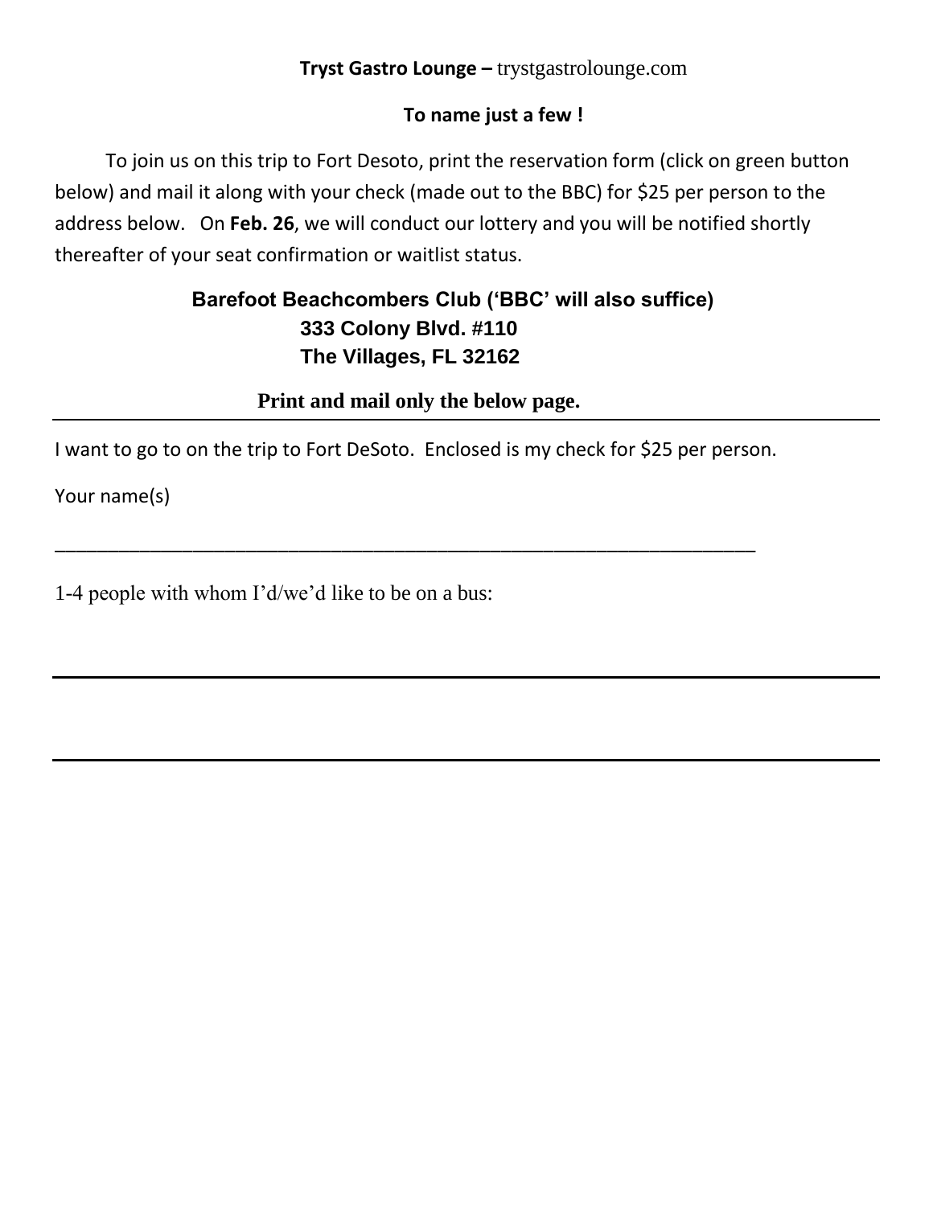**Tryst Gastro Lounge –** trystgastrolounge.com

**To name just a few !**

To join us on this trip to Fort Desoto, print the reservation form (click on green button below) and mail it along with your check (made out to the BBC) for $25 per person to the address below. On **Feb. 26**, we will conduct our lottery and you will be notified shortly thereafter of your seat confirmation or waitlist status.

**Barefoot Beachcombers Club ('BBC' will also suffice)**
**333 Colony Blvd. #110**
**The Villages, FL 32162**

**Print and mail only the below page.**

---

I want to go to on the trip to Fort DeSoto. Enclosed is my check for $25 per person.

Your name(s)

____________________________________________________________

1-4 people with whom I'd/we'd like to be on a bus:

____________________________________________________________

____________________________________________________________